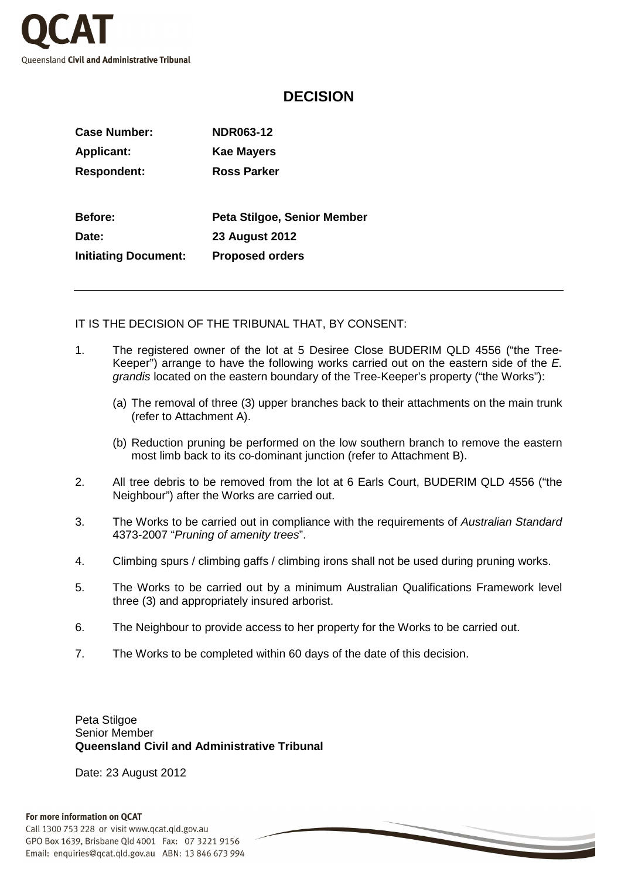# DECISION

| | |
|---|---|
| **Case Number:** | **NDR063-12** |
| **Applicant:** | **Kae Mayers** |
| **Respondent:** | **Ross Parker** |
| | |
| **Before:** | **Peta Stilgoe, Senior Member** |
| **Date:** | **23 August 2012** |
| **Initiating Document:** | **Proposed orders** |

---

IT IS THE DECISION OF THE TRIBUNAL THAT, BY CONSENT:

1. The registered owner of the lot at 5 Desiree Close BUDERIM QLD 4556 ("the Tree-Keeper") arrange to have the following works carried out on the eastern side of the *E. grandis* located on the eastern boundary of the Tree-Keeper's property ("the Works"):

   (a) The removal of three (3) upper branches back to their attachments on the main trunk (refer to Attachment A).

   (b) Reduction pruning be performed on the low southern branch to remove the eastern most limb back to its co-dominant junction (refer to Attachment B).

2. All tree debris to be removed from the lot at 6 Earls Court, BUDERIM QLD 4556 ("the Neighbour") after the Works are carried out.

3. The Works to be carried out in compliance with the requirements of *Australian Standard* 4373-2007 "*Pruning of amenity trees*".

4. Climbing spurs / climbing gaffs / climbing irons shall not be used during pruning works.

5. The Works to be carried out by a minimum Australian Qualifications Framework level three (3) and appropriately insured arborist.

6. The Neighbour to provide access to her property for the Works to be carried out.

7. The Works to be completed within 60 days of the date of this decision.

Peta Stilgoe
Senior Member
**Queensland Civil and Administrative Tribunal**

Date: 23 August 2012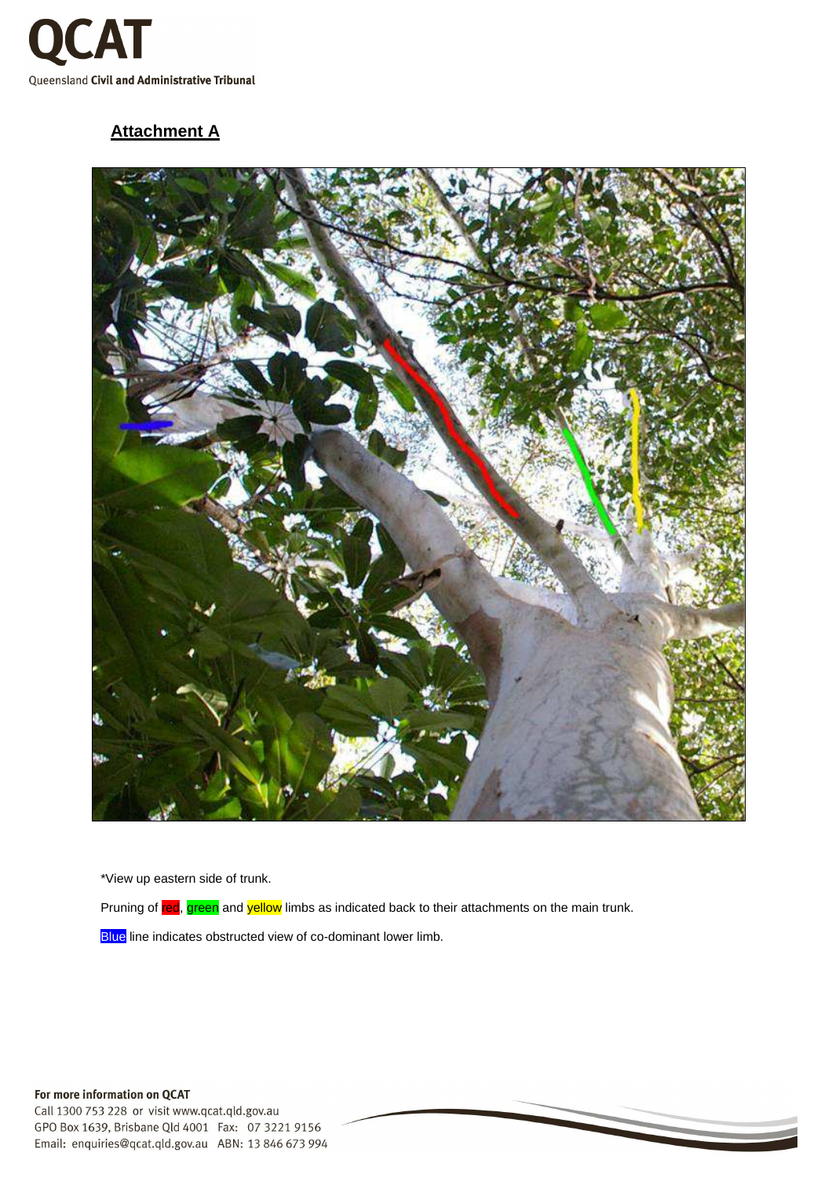## Attachment A

*View up eastern side of trunk.

Pruning of red, green and yellow limbs as indicated back to their attachments on the main trunk.

Blue line indicates obstructed view of co-dominant lower limb.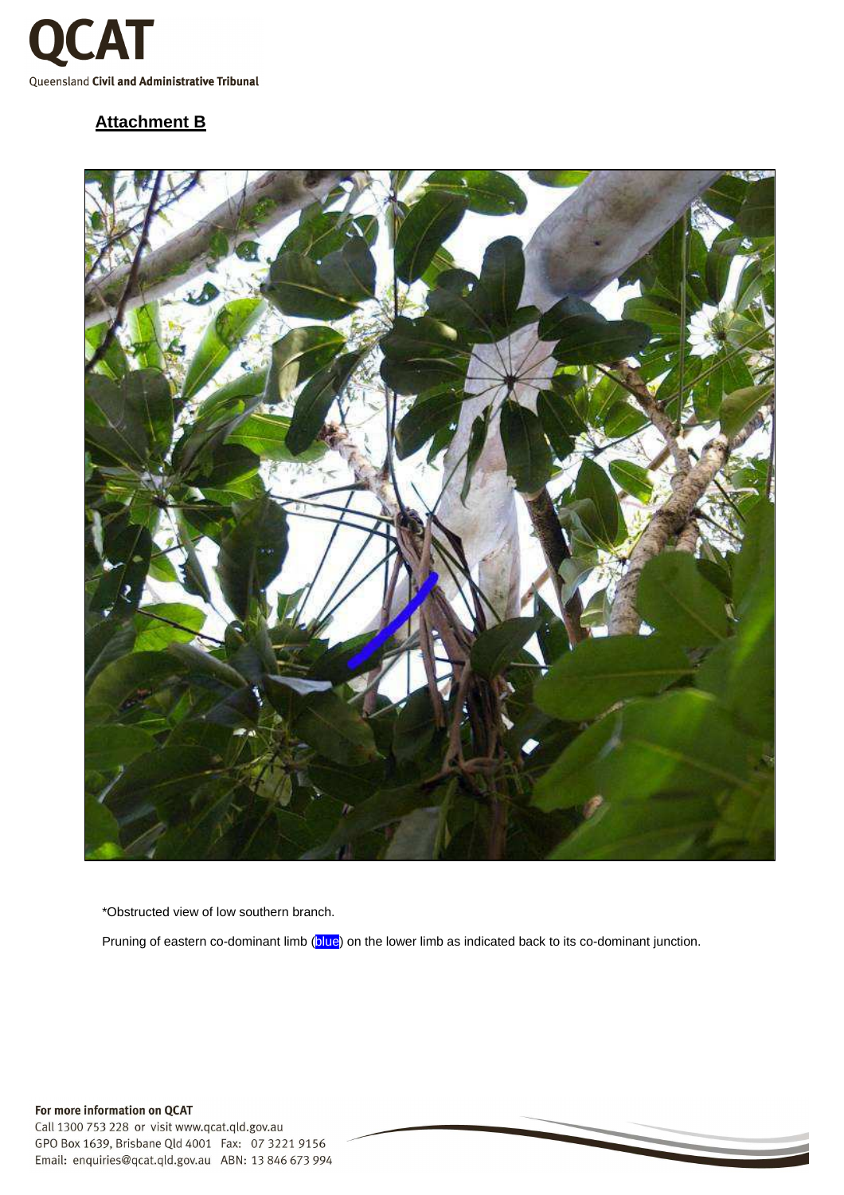## Attachment B

*Obstructed view of low southern branch.

Pruning of eastern co-dominant limb (blue) on the lower limb as indicated back to its co-dominant junction.